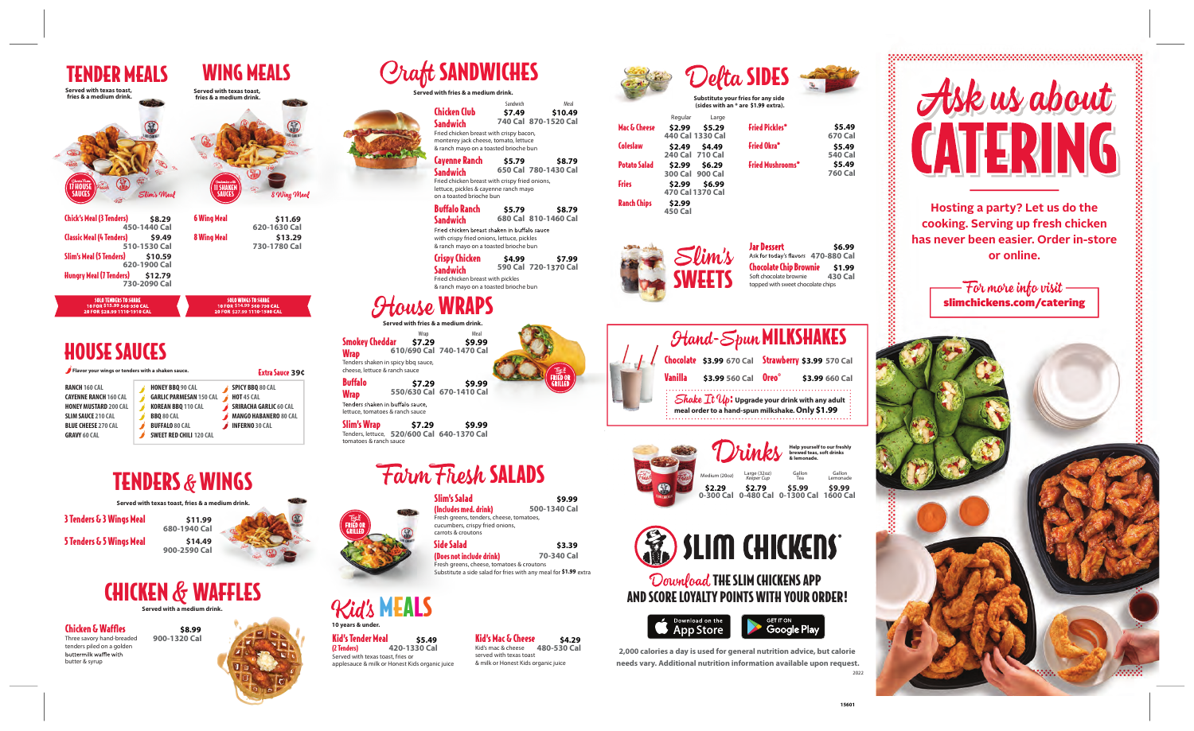# TENDER MEALS

Served with texas toast, fries & a medium drink.

| Item | Price | Calories |
|---|---|---|
| Chick's Meal (3 Tenders) | $8.29 | 450-1440 Cal |
| Classic Meal (4 Tenders) | $9.49 | 510-1530 Cal |
| Slim's Meal (5 Tenders) | $10.59 | 620-1900 Cal |
| Hungry Meal (7 Tenders) | $12.79 | 730-2090 Cal |

SOLO TENDERS TO SHARE
10 FOR $15.99 560-950 CAL
20 FOR $28.99 1110-1910 CAL

# WING MEALS

Served with texas toast, fries & a medium drink.

| Item | Price | Calories |
|---|---|---|
| 6 Wing Meal | $11.69 | 620-1630 Cal |
| 8 Wing Meal | $13.29 | 730-1780 Cal |

SOLO WINGS TO SHARE
10 FOR $14.99 560-790 CAL
20 FOR $27.99 1110-1580 CAL

# HOUSE SAUCES

Flavor your wings or tenders with a shaken sauce. **Extra Sauce 39¢**

- RANCH 160 CAL
- CAYENNE RANCH 160 CAL
- HONEY MUSTARD 200 CAL
- SLIM SAUCE 210 CAL
- BLUE CHEESE 270 CAL
- GRAVY 60 CAL
- HONEY BBQ 90 CAL
- GARLIC PARMESAN 150 CAL
- KOREAN BBQ 110 CAL
- BBQ 80 CAL
- BUFFALO 80 CAL
- SWEET RED CHILI 120 CAL
- SPICY BBQ 80 CAL
- HOT 45 CAL
- SRIRACHA GARLIC 60 CAL
- MANGO HABANERO 80 CAL
- INFERNO 30 CAL

# TENDERS & WINGS

Served with texas toast, fries & a medium drink.

| Item | Price | Calories |
|---|---|---|
| 3 Tenders & 3 Wings Meal | $11.99 | 680-1940 Cal |
| 5 Tenders & 5 Wings Meal | $14.49 | 900-2590 Cal |

# CHICKEN & WAFFLES

Served with a medium drink.

**Chicken & Waffles** $8.99 — 900-1320 Cal
Three savory hand-breaded tenders piled on a golden buttermilk waffle with butter & syrup

# Craft SANDWICHES

Served with fries & a medium drink.

| Item | Sandwich | Meal |
|---|---|---|
| Chicken Club Sandwich | $7.49 — 740 Cal | $10.49 — 870-1520 Cal |
| Cayenne Ranch Sandwich | $5.79 — 650 Cal | $8.79 — 780-1430 Cal |
| Buffalo Ranch Sandwich | $5.79 — 680 Cal | $8.79 — 810-1460 Cal |
| Crispy Chicken Sandwich | $4.99 — 590 Cal | $7.99 — 720-1370 Cal |

- **Chicken Club Sandwich**: Fried chicken breast with crispy bacon, monterey jack cheese, tomato, lettuce & ranch mayo on a toasted brioche bun
- **Cayenne Ranch Sandwich**: Fried chicken breast with crispy fried onions, lettuce, pickles & cayenne ranch mayo on a toasted brioche bun
- **Buffalo Ranch Sandwich**: Fried chicken breast shaken in buffalo sauce with crispy fried onions, lettuce, pickles & ranch mayo on a toasted brioche bun
- **Crispy Chicken Sandwich**: Fried chicken breast with pickles & ranch mayo on a toasted brioche bun

# House WRAPS

Served with fries & a medium drink.

| Item | Wrap | Meal |
|---|---|---|
| Smokey Cheddar Wrap | $7.29 — 610/690 Cal | $9.99 — 740-1470 Cal |
| Buffalo Wrap | $7.29 — 550/630 Cal | $9.99 — 670-1410 Cal |
| Slim's Wrap | $7.29 — 520/600 Cal | $9.99 — 640-1370 Cal |

- **Smokey Cheddar Wrap**: Tenders shaken in spicy bbq sauce, cheese, lettuce & ranch sauce
- **Buffalo Wrap**: Tenders shaken in buffalo sauce, lettuce, tomatoes & ranch sauce
- **Slim's Wrap**: Tenders, lettuce, tomatoes & ranch sauce

Try it FRIED OR GRILLED

# Farm Fresh SALADS

**Slim's Salad (Includes med. drink)** $9.99 — 500-1340 Cal
Fresh greens, tenders, cheese, tomatoes, cucumbers, crispy fried onions, carrots & croutons

**Side Salad (Does not include drink)** $3.39 — 70-340 Cal
Fresh greens, cheese, tomatoes & croutons
Substitute a side salad for fries with any meal for $1.99 extra

Try it FRIED OR GRILLED

# Kid's MEALS

10 years & under.

**Kid's Tender Meal (2 Tenders)** $5.49 — 420-1330 Cal
Served with texas toast, fries or applesauce & milk or Honest Kids organic juice

**Kid's Mac & Cheese** $4.29 — 480-530 Cal
Kid's mac & cheese served with texas toast & milk or Honest Kids organic juice

# Delta SIDES

Substitute your fries for any side (sides with an * are $1.99 extra).

| Item | Regular | Large |
|---|---|---|
| Mac & Cheese | $2.99 — 440 Cal | $5.29 — 1330 Cal |
| Coleslaw | $2.49 — 240 Cal | $4.49 — 710 Cal |
| Potato Salad | $2.99 — 300 Cal | $6.29 — 900 Cal |
| Fries | $2.99 — 470 Cal | $6.99 — 1370 Cal |
| Ranch Chips | $2.99 — 450 Cal | |

| Item | Price | Calories |
|---|---|---|
| Fried Pickles* | $5.49 | 670 Cal |
| Fried Okra* | $5.49 | 540 Cal |
| Fried Mushrooms* | $5.49 | 760 Cal |

# Slim's SWEETS

**Jar Dessert** $6.99 — 470-880 Cal
Ask for today's flavors

**Chocolate Chip Brownie** $1.99 — 430 Cal
Soft chocolate brownie topped with sweet chocolate chips

# Hand-Spun MILKSHAKES

| Flavor | Price | Calories |
|---|---|---|
| Chocolate | $3.99 | 670 Cal |
| Strawberry | $3.99 | 570 Cal |
| Vanilla | $3.99 | 560 Cal |
| Oreo® | $3.99 | 660 Cal |

**Shake It Up!** Upgrade your drink with any adult meal order to a hand-spun milkshake. **Only $1.99**

# Drinks

Help yourself to our freshly brewed teas, soft drinks & lemonade.

| Medium (20oz) | Large (32oz) Keeper Cup | Gallon Tea | Gallon Lemonade |
|---|---|---|---|
| $2.29 | $2.79 | $5.99 | $9.99 |
| 0-300 Cal | 0-480 Cal | 0-1300 Cal | 1600 Cal |

# SLIM CHICKENS®

**Download THE SLIM CHICKENS APP AND SCORE LOYALTY POINTS WITH YOUR ORDER!**

Download on the App Store | GET IT ON Google Play

2,000 calories a day is used for general nutrition advice, but calorie needs vary. Additional nutrition information available upon request.

2022

# Ask us about CATERING

Hosting a party? Let us do the cooking. Serving up fresh chicken has never been easier. Order in-store or online.

For more info visit
**slimchickens.com/catering**

15601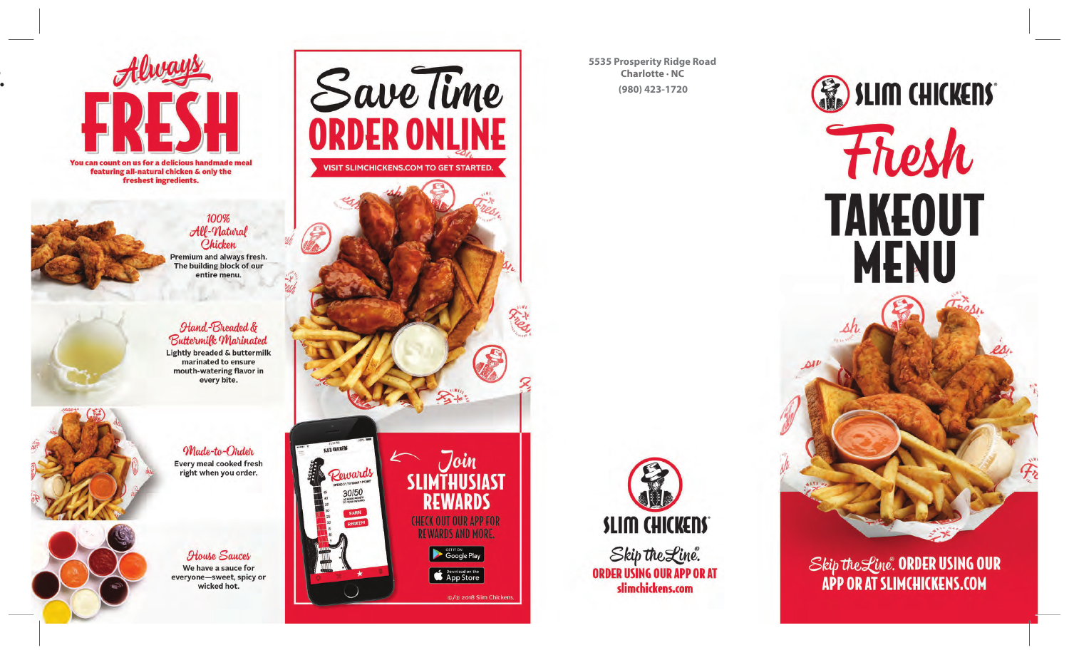# Always FRESH

You can count on us for a delicious handmade meal featuring all-natural chicken & only the freshest ingredients.

### 100% All-Natural Chicken

Premium and always fresh. The building block of our entire menu.

### Hand-Breaded & Buttermilk Marinated

Lightly breaded & buttermilk marinated to ensure mouth-watering flavor in every bite.

### Made-to-Order

Every meal cooked fresh right when you order.

### House Sauces

We have a sauce for everyone—sweet, spicy or wicked hot.

# Save Time ORDER ONLINE

VISIT SLIMCHICKENS.COM TO GET STARTED.

## Join SLIMTHUSIAST REWARDS

CHECK OUT OUR APP FOR REWARDS AND MORE.

GET IT ON Google Play

Download on the App Store

®/© 2018 Slim Chickens

**5535 Prosperity Ridge Road**
**Charlotte · NC**
**(980) 423-1720**

SLIM CHICKENS®

Skip the Line®

ORDER USING OUR APP OR AT slimchickens.com

# SLIM CHICKENS®

# Fresh TAKEOUT MENU

Skip the Line® ORDER USING OUR APP OR AT SLIMCHICKENS.COM